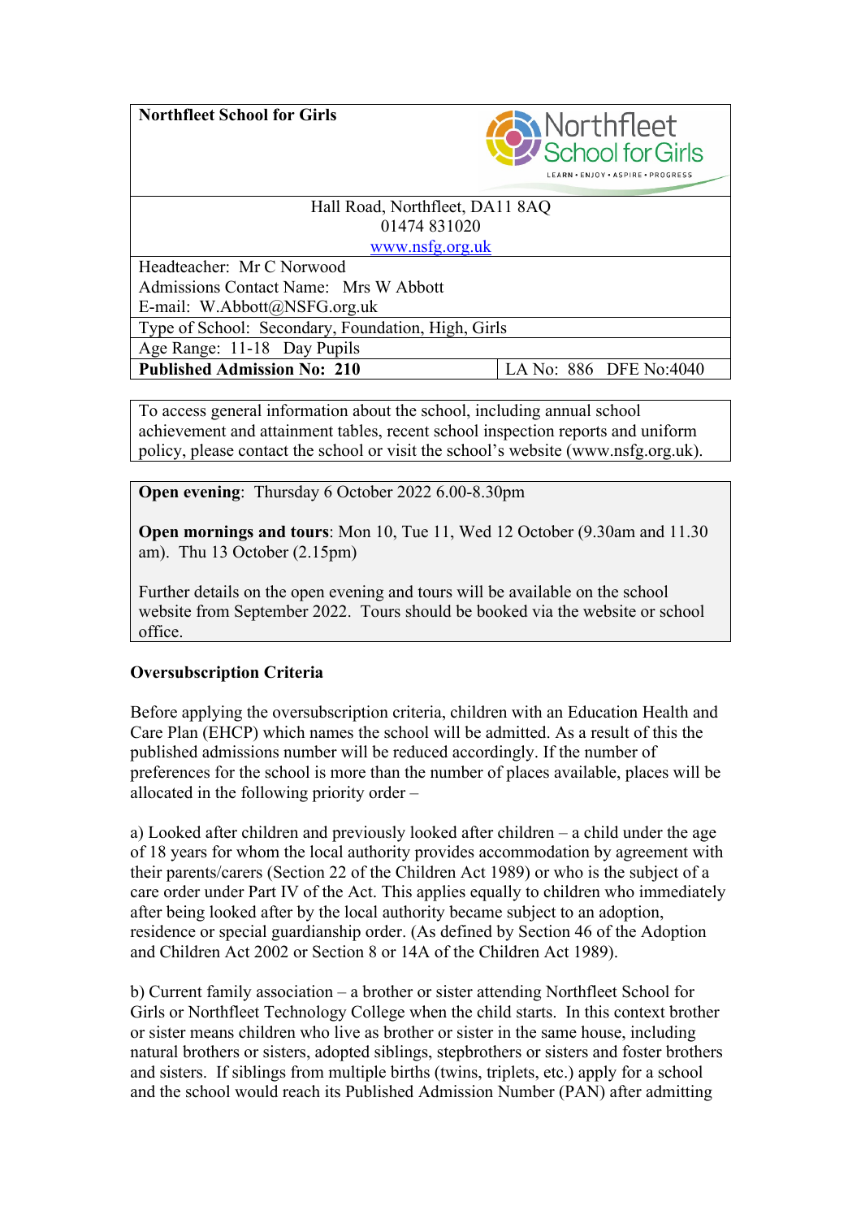| **Northfleet School for Girls** | |
|---|---|
| Hall Road, Northfleet, DA11 8AQ<br>01474 831020<br>www.nsfg.org.uk | |
| Headteacher: Mr C Norwood<br>Admissions Contact Name: Mrs W Abbott<br>E-mail: W.Abbott@NSFG.org.uk | |
| Type of School: Secondary, Foundation, High, Girls | |
| Age Range: 11-18 Day Pupils | |
| **Published Admission No: 210** | LA No: 886 DFE No:4040 |

To access general information about the school, including annual school achievement and attainment tables, recent school inspection reports and uniform policy, please contact the school or visit the school's website (www.nsfg.org.uk).

**Open evening**: Thursday 6 October 2022 6.00-8.30pm

**Open mornings and tours**: Mon 10, Tue 11, Wed 12 October (9.30am and 11.30 am). Thu 13 October (2.15pm)

Further details on the open evening and tours will be available on the school website from September 2022. Tours should be booked via the website or school office.

## Oversubscription Criteria

Before applying the oversubscription criteria, children with an Education Health and Care Plan (EHCP) which names the school will be admitted. As a result of this the published admissions number will be reduced accordingly. If the number of preferences for the school is more than the number of places available, places will be allocated in the following priority order –

a) Looked after children and previously looked after children – a child under the age of 18 years for whom the local authority provides accommodation by agreement with their parents/carers (Section 22 of the Children Act 1989) or who is the subject of a care order under Part IV of the Act. This applies equally to children who immediately after being looked after by the local authority became subject to an adoption, residence or special guardianship order. (As defined by Section 46 of the Adoption and Children Act 2002 or Section 8 or 14A of the Children Act 1989).

b) Current family association – a brother or sister attending Northfleet School for Girls or Northfleet Technology College when the child starts. In this context brother or sister means children who live as brother or sister in the same house, including natural brothers or sisters, adopted siblings, stepbrothers or sisters and foster brothers and sisters. If siblings from multiple births (twins, triplets, etc.) apply for a school and the school would reach its Published Admission Number (PAN) after admitting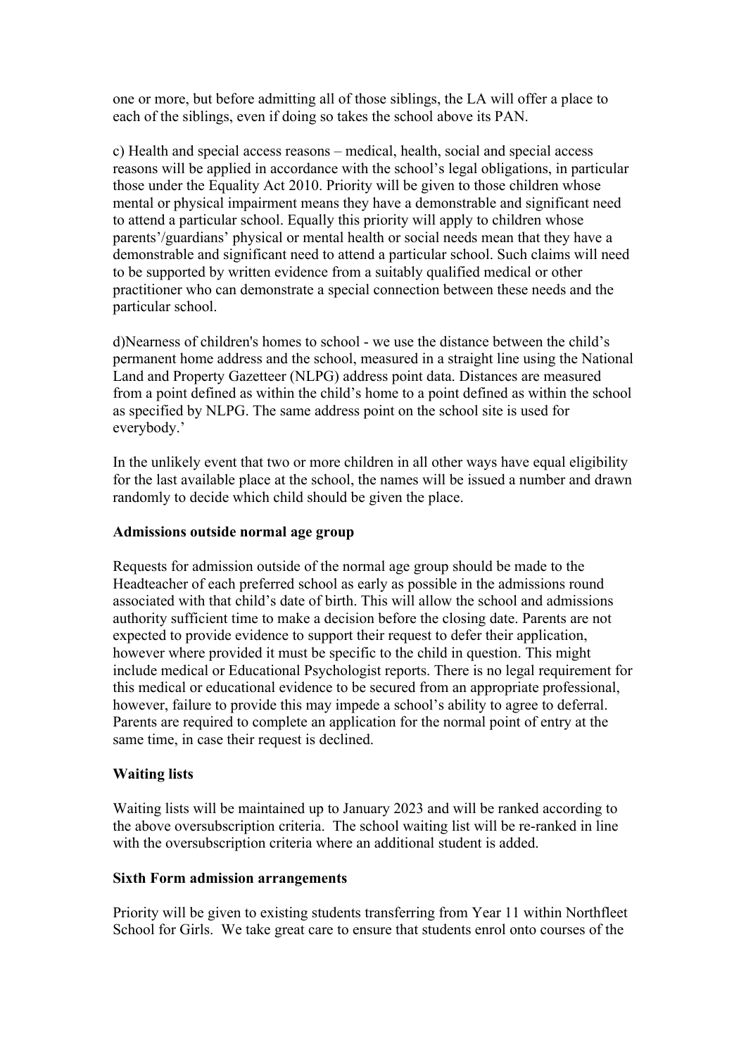one or more, but before admitting all of those siblings, the LA will offer a place to each of the siblings, even if doing so takes the school above its PAN.

c) Health and special access reasons – medical, health, social and special access reasons will be applied in accordance with the school's legal obligations, in particular those under the Equality Act 2010. Priority will be given to those children whose mental or physical impairment means they have a demonstrable and significant need to attend a particular school. Equally this priority will apply to children whose parents'/guardians' physical or mental health or social needs mean that they have a demonstrable and significant need to attend a particular school. Such claims will need to be supported by written evidence from a suitably qualified medical or other practitioner who can demonstrate a special connection between these needs and the particular school.

d)Nearness of children's homes to school - we use the distance between the child's permanent home address and the school, measured in a straight line using the National Land and Property Gazetteer (NLPG) address point data. Distances are measured from a point defined as within the child's home to a point defined as within the school as specified by NLPG. The same address point on the school site is used for everybody.'

In the unlikely event that two or more children in all other ways have equal eligibility for the last available place at the school, the names will be issued a number and drawn randomly to decide which child should be given the place.

**Admissions outside normal age group**

Requests for admission outside of the normal age group should be made to the Headteacher of each preferred school as early as possible in the admissions round associated with that child's date of birth. This will allow the school and admissions authority sufficient time to make a decision before the closing date. Parents are not expected to provide evidence to support their request to defer their application, however where provided it must be specific to the child in question. This might include medical or Educational Psychologist reports. There is no legal requirement for this medical or educational evidence to be secured from an appropriate professional, however, failure to provide this may impede a school's ability to agree to deferral. Parents are required to complete an application for the normal point of entry at the same time, in case their request is declined.

**Waiting lists**

Waiting lists will be maintained up to January 2023 and will be ranked according to the above oversubscription criteria. The school waiting list will be re-ranked in line with the oversubscription criteria where an additional student is added.

**Sixth Form admission arrangements**

Priority will be given to existing students transferring from Year 11 within Northfleet School for Girls. We take great care to ensure that students enrol onto courses of the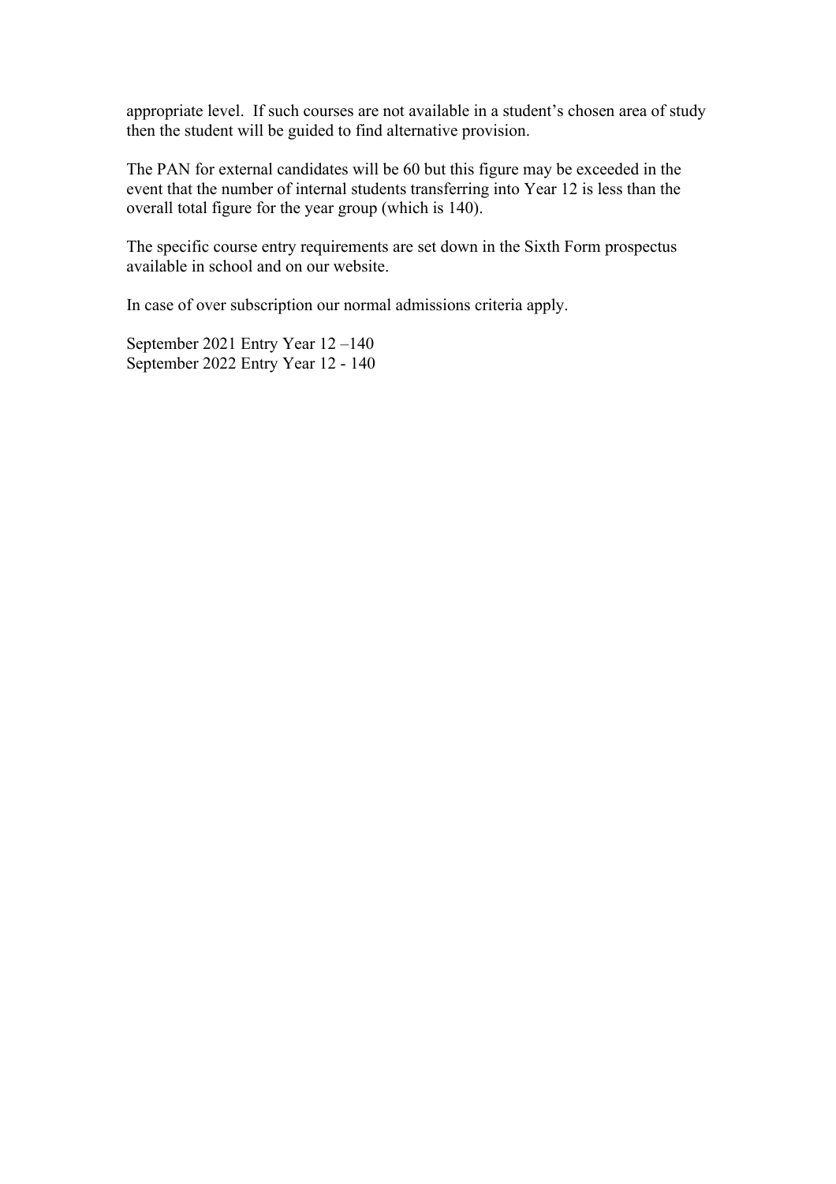appropriate level. If such courses are not available in a student's chosen area of study then the student will be guided to find alternative provision.

The PAN for external candidates will be 60 but this figure may be exceeded in the event that the number of internal students transferring into Year 12 is less than the overall total figure for the year group (which is 140).

The specific course entry requirements are set down in the Sixth Form prospectus available in school and on our website.

In case of over subscription our normal admissions criteria apply.

September 2021 Entry Year 12 –140
September 2022 Entry Year 12 - 140